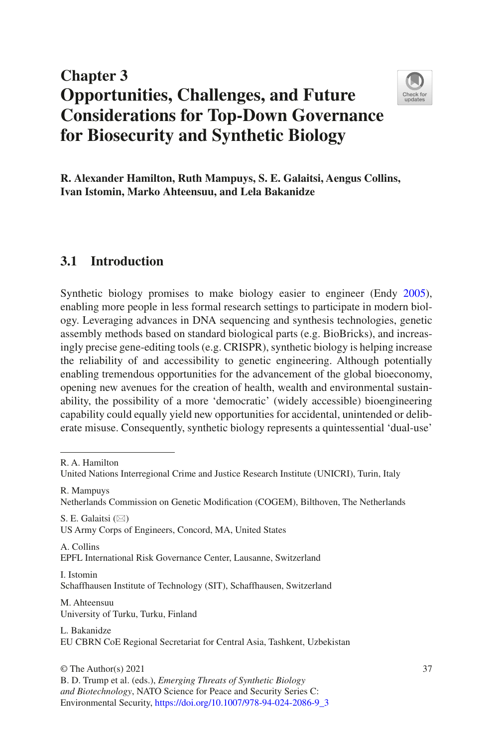# Chapter 3
# Opportunities, Challenges, and Future Considerations for Top-Down Governance for Biosecurity and Synthetic Biology

**R. Alexander Hamilton, Ruth Mampuys, S. E. Galaitsi, Aengus Collins, Ivan Istomin, Marko Ahteensuu, and Lela Bakanidze**

## 3.1 Introduction

Synthetic biology promises to make biology easier to engineer (Endy 2005), enabling more people in less formal research settings to participate in modern biology. Leveraging advances in DNA sequencing and synthesis technologies, genetic assembly methods based on standard biological parts (e.g. BioBricks), and increasingly precise gene-editing tools (e.g. CRISPR), synthetic biology is helping increase the reliability of and accessibility to genetic engineering. Although potentially enabling tremendous opportunities for the advancement of the global bioeconomy, opening new avenues for the creation of health, wealth and environmental sustainability, the possibility of a more 'democratic' (widely accessible) bioengineering capability could equally yield new opportunities for accidental, unintended or deliberate misuse. Consequently, synthetic biology represents a quintessential 'dual-use'

---

R. A. Hamilton
United Nations Interregional Crime and Justice Research Institute (UNICRI), Turin, Italy

R. Mampuys
Netherlands Commission on Genetic Modification (COGEM), Bilthoven, The Netherlands

S. E. Galaitsi (✉)
US Army Corps of Engineers, Concord, MA, United States

A. Collins
EPFL International Risk Governance Center, Lausanne, Switzerland

I. Istomin
Schaffhausen Institute of Technology (SIT), Schaffhausen, Switzerland

M. Ahteensuu
University of Turku, Turku, Finland

L. Bakanidze
EU CBRN CoE Regional Secretariat for Central Asia, Tashkent, Uzbekistan

© The Author(s) 2021
B. D. Trump et al. (eds.), *Emerging Threats of Synthetic Biology and Biotechnology*, NATO Science for Peace and Security Series C: Environmental Security, https://doi.org/10.1007/978-94-024-2086-9_3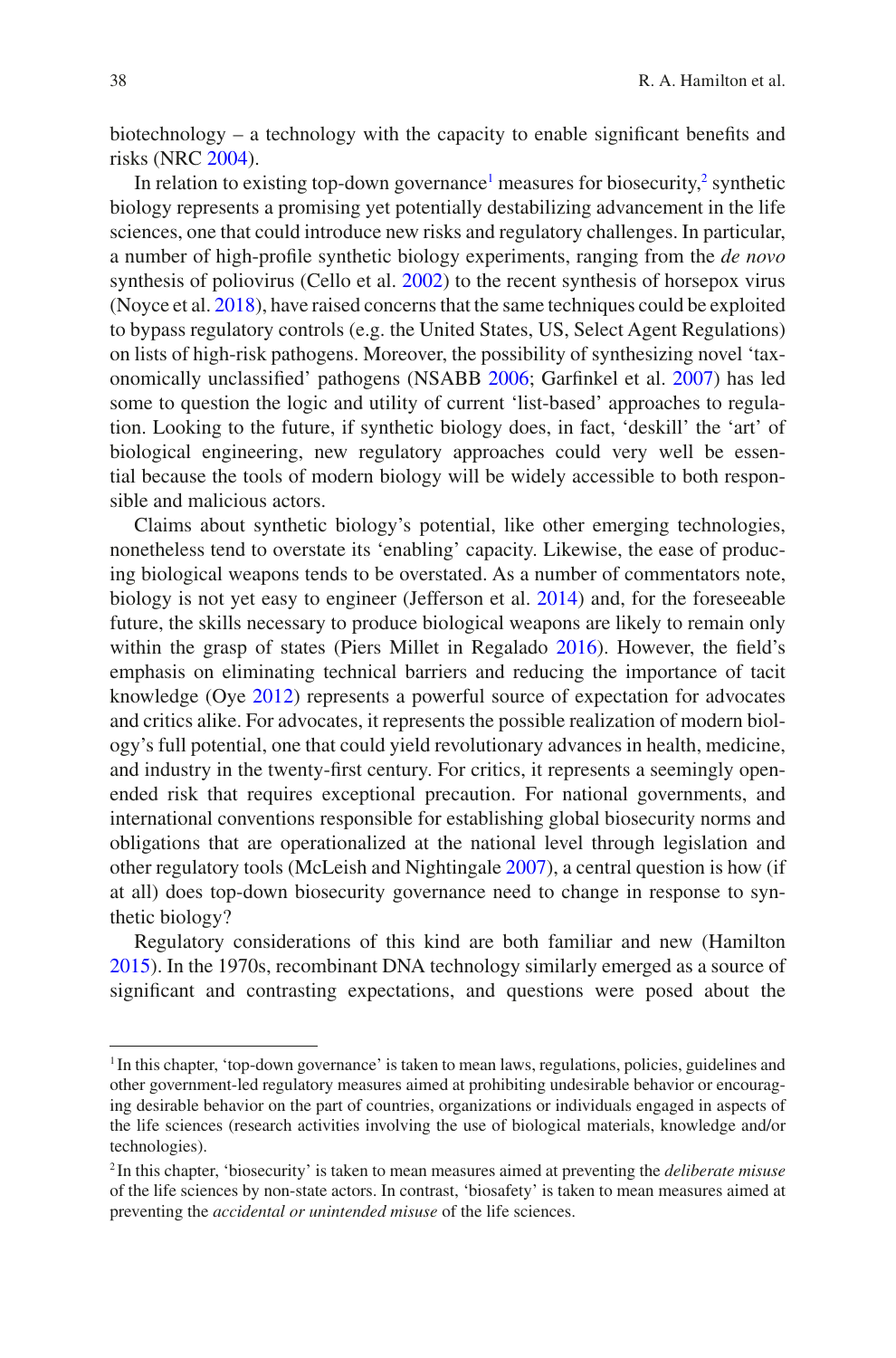biotechnology – a technology with the capacity to enable significant benefits and risks (NRC 2004).

In relation to existing top-down governance[1] measures for biosecurity,[2] synthetic biology represents a promising yet potentially destabilizing advancement in the life sciences, one that could introduce new risks and regulatory challenges. In particular, a number of high-profile synthetic biology experiments, ranging from the *de novo* synthesis of poliovirus (Cello et al. 2002) to the recent synthesis of horsepox virus (Noyce et al. 2018), have raised concerns that the same techniques could be exploited to bypass regulatory controls (e.g. the United States, US, Select Agent Regulations) on lists of high-risk pathogens. Moreover, the possibility of synthesizing novel 'taxonomically unclassified' pathogens (NSABB 2006; Garfinkel et al. 2007) has led some to question the logic and utility of current 'list-based' approaches to regulation. Looking to the future, if synthetic biology does, in fact, 'deskill' the 'art' of biological engineering, new regulatory approaches could very well be essential because the tools of modern biology will be widely accessible to both responsible and malicious actors.

Claims about synthetic biology's potential, like other emerging technologies, nonetheless tend to overstate its 'enabling' capacity. Likewise, the ease of producing biological weapons tends to be overstated. As a number of commentators note, biology is not yet easy to engineer (Jefferson et al. 2014) and, for the foreseeable future, the skills necessary to produce biological weapons are likely to remain only within the grasp of states (Piers Millet in Regalado 2016). However, the field's emphasis on eliminating technical barriers and reducing the importance of tacit knowledge (Oye 2012) represents a powerful source of expectation for advocates and critics alike. For advocates, it represents the possible realization of modern biology's full potential, one that could yield revolutionary advances in health, medicine, and industry in the twenty-first century. For critics, it represents a seemingly open-ended risk that requires exceptional precaution. For national governments, and international conventions responsible for establishing global biosecurity norms and obligations that are operationalized at the national level through legislation and other regulatory tools (McLeish and Nightingale 2007), a central question is how (if at all) does top-down biosecurity governance need to change in response to synthetic biology?

Regulatory considerations of this kind are both familiar and new (Hamilton 2015). In the 1970s, recombinant DNA technology similarly emerged as a source of significant and contrasting expectations, and questions were posed about the

---

[1] In this chapter, 'top-down governance' is taken to mean laws, regulations, policies, guidelines and other government-led regulatory measures aimed at prohibiting undesirable behavior or encouraging desirable behavior on the part of countries, organizations or individuals engaged in aspects of the life sciences (research activities involving the use of biological materials, knowledge and/or technologies).

[2] In this chapter, 'biosecurity' is taken to mean measures aimed at preventing the *deliberate misuse* of the life sciences by non-state actors. In contrast, 'biosafety' is taken to mean measures aimed at preventing the *accidental or unintended misuse* of the life sciences.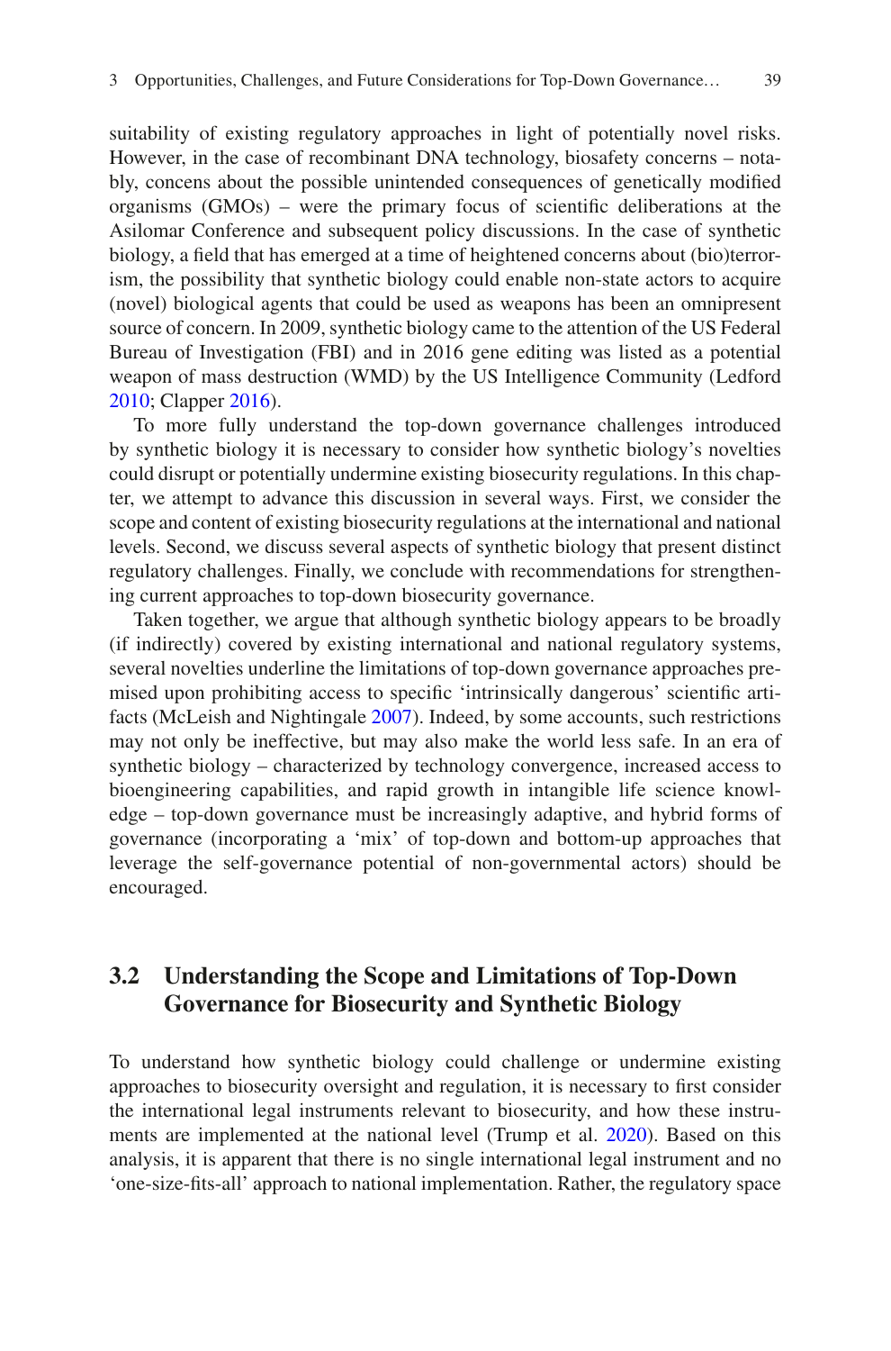suitability of existing regulatory approaches in light of potentially novel risks. However, in the case of recombinant DNA technology, biosafety concerns – notably, concens about the possible unintended consequences of genetically modified organisms (GMOs) – were the primary focus of scientific deliberations at the Asilomar Conference and subsequent policy discussions. In the case of synthetic biology, a field that has emerged at a time of heightened concerns about (bio)terrorism, the possibility that synthetic biology could enable non-state actors to acquire (novel) biological agents that could be used as weapons has been an omnipresent source of concern. In 2009, synthetic biology came to the attention of the US Federal Bureau of Investigation (FBI) and in 2016 gene editing was listed as a potential weapon of mass destruction (WMD) by the US Intelligence Community (Ledford 2010; Clapper 2016).

To more fully understand the top-down governance challenges introduced by synthetic biology it is necessary to consider how synthetic biology's novelties could disrupt or potentially undermine existing biosecurity regulations. In this chapter, we attempt to advance this discussion in several ways. First, we consider the scope and content of existing biosecurity regulations at the international and national levels. Second, we discuss several aspects of synthetic biology that present distinct regulatory challenges. Finally, we conclude with recommendations for strengthening current approaches to top-down biosecurity governance.

Taken together, we argue that although synthetic biology appears to be broadly (if indirectly) covered by existing international and national regulatory systems, several novelties underline the limitations of top-down governance approaches premised upon prohibiting access to specific 'intrinsically dangerous' scientific artifacts (McLeish and Nightingale 2007). Indeed, by some accounts, such restrictions may not only be ineffective, but may also make the world less safe. In an era of synthetic biology – characterized by technology convergence, increased access to bioengineering capabilities, and rapid growth in intangible life science knowledge – top-down governance must be increasingly adaptive, and hybrid forms of governance (incorporating a 'mix' of top-down and bottom-up approaches that leverage the self-governance potential of non-governmental actors) should be encouraged.

## 3.2 Understanding the Scope and Limitations of Top-Down Governance for Biosecurity and Synthetic Biology

To understand how synthetic biology could challenge or undermine existing approaches to biosecurity oversight and regulation, it is necessary to first consider the international legal instruments relevant to biosecurity, and how these instruments are implemented at the national level (Trump et al. 2020). Based on this analysis, it is apparent that there is no single international legal instrument and no 'one-size-fits-all' approach to national implementation. Rather, the regulatory space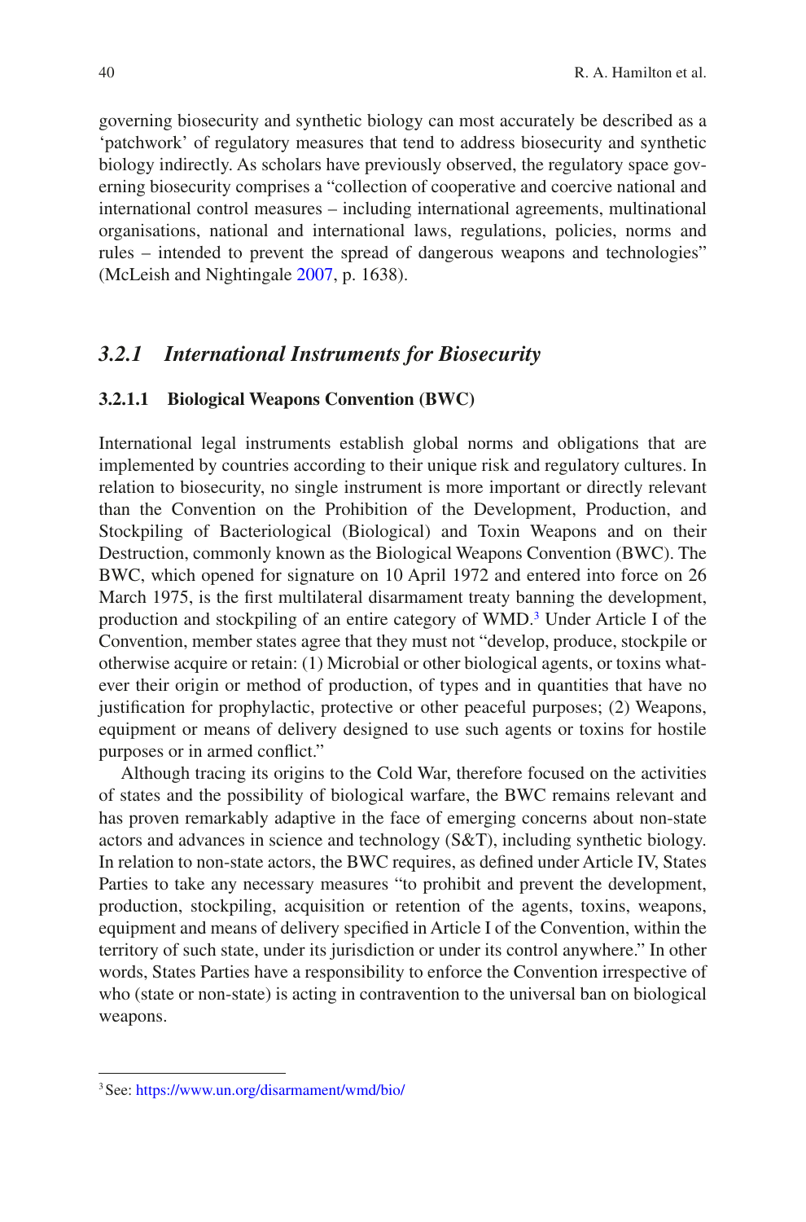governing biosecurity and synthetic biology can most accurately be described as a 'patchwork' of regulatory measures that tend to address biosecurity and synthetic biology indirectly. As scholars have previously observed, the regulatory space governing biosecurity comprises a "collection of cooperative and coercive national and international control measures – including international agreements, multinational organisations, national and international laws, regulations, policies, norms and rules – intended to prevent the spread of dangerous weapons and technologies" (McLeish and Nightingale 2007, p. 1638).

### *3.2.1 International Instruments for Biosecurity*

#### 3.2.1.1 Biological Weapons Convention (BWC)

International legal instruments establish global norms and obligations that are implemented by countries according to their unique risk and regulatory cultures. In relation to biosecurity, no single instrument is more important or directly relevant than the Convention on the Prohibition of the Development, Production, and Stockpiling of Bacteriological (Biological) and Toxin Weapons and on their Destruction, commonly known as the Biological Weapons Convention (BWC). The BWC, which opened for signature on 10 April 1972 and entered into force on 26 March 1975, is the first multilateral disarmament treaty banning the development, production and stockpiling of an entire category of WMD.[3] Under Article I of the Convention, member states agree that they must not "develop, produce, stockpile or otherwise acquire or retain: (1) Microbial or other biological agents, or toxins whatever their origin or method of production, of types and in quantities that have no justification for prophylactic, protective or other peaceful purposes; (2) Weapons, equipment or means of delivery designed to use such agents or toxins for hostile purposes or in armed conflict."

Although tracing its origins to the Cold War, therefore focused on the activities of states and the possibility of biological warfare, the BWC remains relevant and has proven remarkably adaptive in the face of emerging concerns about non-state actors and advances in science and technology (S&T), including synthetic biology. In relation to non-state actors, the BWC requires, as defined under Article IV, States Parties to take any necessary measures "to prohibit and prevent the development, production, stockpiling, acquisition or retention of the agents, toxins, weapons, equipment and means of delivery specified in Article I of the Convention, within the territory of such state, under its jurisdiction or under its control anywhere." In other words, States Parties have a responsibility to enforce the Convention irrespective of who (state or non-state) is acting in contravention to the universal ban on biological weapons.

[3] See: https://www.un.org/disarmament/wmd/bio/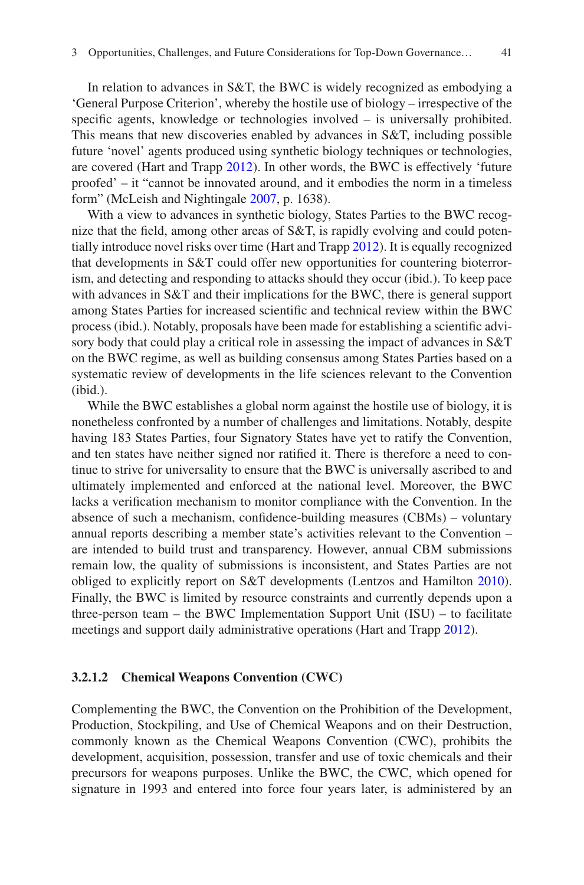In relation to advances in S&T, the BWC is widely recognized as embodying a 'General Purpose Criterion', whereby the hostile use of biology – irrespective of the specific agents, knowledge or technologies involved – is universally prohibited. This means that new discoveries enabled by advances in S&T, including possible future 'novel' agents produced using synthetic biology techniques or technologies, are covered (Hart and Trapp 2012). In other words, the BWC is effectively 'future proofed' – it "cannot be innovated around, and it embodies the norm in a timeless form" (McLeish and Nightingale 2007, p. 1638).

With a view to advances in synthetic biology, States Parties to the BWC recognize that the field, among other areas of S&T, is rapidly evolving and could potentially introduce novel risks over time (Hart and Trapp 2012). It is equally recognized that developments in S&T could offer new opportunities for countering bioterrorism, and detecting and responding to attacks should they occur (ibid.). To keep pace with advances in S&T and their implications for the BWC, there is general support among States Parties for increased scientific and technical review within the BWC process (ibid.). Notably, proposals have been made for establishing a scientific advisory body that could play a critical role in assessing the impact of advances in S&T on the BWC regime, as well as building consensus among States Parties based on a systematic review of developments in the life sciences relevant to the Convention (ibid.).

While the BWC establishes a global norm against the hostile use of biology, it is nonetheless confronted by a number of challenges and limitations. Notably, despite having 183 States Parties, four Signatory States have yet to ratify the Convention, and ten states have neither signed nor ratified it. There is therefore a need to continue to strive for universality to ensure that the BWC is universally ascribed to and ultimately implemented and enforced at the national level. Moreover, the BWC lacks a verification mechanism to monitor compliance with the Convention. In the absence of such a mechanism, confidence-building measures (CBMs) – voluntary annual reports describing a member state's activities relevant to the Convention – are intended to build trust and transparency. However, annual CBM submissions remain low, the quality of submissions is inconsistent, and States Parties are not obliged to explicitly report on S&T developments (Lentzos and Hamilton 2010). Finally, the BWC is limited by resource constraints and currently depends upon a three-person team – the BWC Implementation Support Unit (ISU) – to facilitate meetings and support daily administrative operations (Hart and Trapp 2012).

#### 3.2.1.2 Chemical Weapons Convention (CWC)

Complementing the BWC, the Convention on the Prohibition of the Development, Production, Stockpiling, and Use of Chemical Weapons and on their Destruction, commonly known as the Chemical Weapons Convention (CWC), prohibits the development, acquisition, possession, transfer and use of toxic chemicals and their precursors for weapons purposes. Unlike the BWC, the CWC, which opened for signature in 1993 and entered into force four years later, is administered by an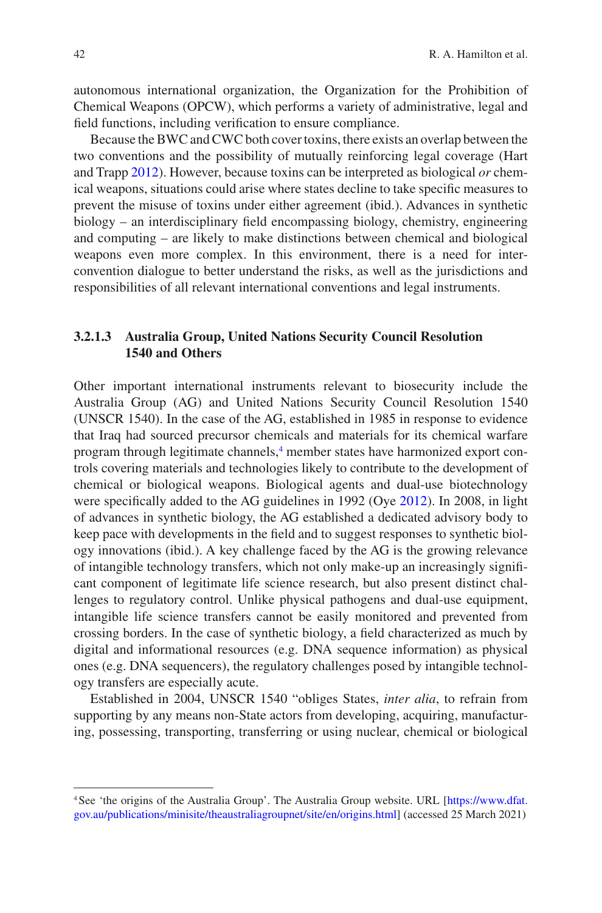autonomous international organization, the Organization for the Prohibition of Chemical Weapons (OPCW), which performs a variety of administrative, legal and field functions, including verification to ensure compliance.

Because the BWC and CWC both cover toxins, there exists an overlap between the two conventions and the possibility of mutually reinforcing legal coverage (Hart and Trapp 2012). However, because toxins can be interpreted as biological *or* chemical weapons, situations could arise where states decline to take specific measures to prevent the misuse of toxins under either agreement (ibid.). Advances in synthetic biology – an interdisciplinary field encompassing biology, chemistry, engineering and computing – are likely to make distinctions between chemical and biological weapons even more complex. In this environment, there is a need for inter-convention dialogue to better understand the risks, as well as the jurisdictions and responsibilities of all relevant international conventions and legal instruments.

#### 3.2.1.3 Australia Group, United Nations Security Council Resolution 1540 and Others

Other important international instruments relevant to biosecurity include the Australia Group (AG) and United Nations Security Council Resolution 1540 (UNSCR 1540). In the case of the AG, established in 1985 in response to evidence that Iraq had sourced precursor chemicals and materials for its chemical warfare program through legitimate channels,[4] member states have harmonized export controls covering materials and technologies likely to contribute to the development of chemical or biological weapons. Biological agents and dual-use biotechnology were specifically added to the AG guidelines in 1992 (Oye 2012). In 2008, in light of advances in synthetic biology, the AG established a dedicated advisory body to keep pace with developments in the field and to suggest responses to synthetic biology innovations (ibid.). A key challenge faced by the AG is the growing relevance of intangible technology transfers, which not only make-up an increasingly significant component of legitimate life science research, but also present distinct challenges to regulatory control. Unlike physical pathogens and dual-use equipment, intangible life science transfers cannot be easily monitored and prevented from crossing borders. In the case of synthetic biology, a field characterized as much by digital and informational resources (e.g. DNA sequence information) as physical ones (e.g. DNA sequencers), the regulatory challenges posed by intangible technology transfers are especially acute.

Established in 2004, UNSCR 1540 "obliges States, *inter alia*, to refrain from supporting by any means non-State actors from developing, acquiring, manufacturing, possessing, transporting, transferring or using nuclear, chemical or biological

[4] See 'the origins of the Australia Group'. The Australia Group website. URL [https://www.dfat.gov.au/publications/minisite/theaustraliagroupnet/site/en/origins.html] (accessed 25 March 2021)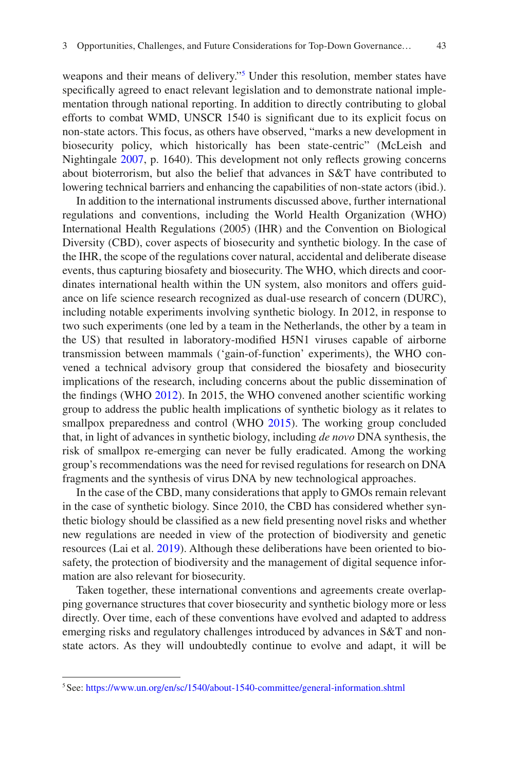weapons and their means of delivery."[5] Under this resolution, member states have specifically agreed to enact relevant legislation and to demonstrate national implementation through national reporting. In addition to directly contributing to global efforts to combat WMD, UNSCR 1540 is significant due to its explicit focus on non-state actors. This focus, as others have observed, "marks a new development in biosecurity policy, which historically has been state-centric" (McLeish and Nightingale 2007, p. 1640). This development not only reflects growing concerns about bioterrorism, but also the belief that advances in S&T have contributed to lowering technical barriers and enhancing the capabilities of non-state actors (ibid.).

In addition to the international instruments discussed above, further international regulations and conventions, including the World Health Organization (WHO) International Health Regulations (2005) (IHR) and the Convention on Biological Diversity (CBD), cover aspects of biosecurity and synthetic biology. In the case of the IHR, the scope of the regulations cover natural, accidental and deliberate disease events, thus capturing biosafety and biosecurity. The WHO, which directs and coordinates international health within the UN system, also monitors and offers guidance on life science research recognized as dual-use research of concern (DURC), including notable experiments involving synthetic biology. In 2012, in response to two such experiments (one led by a team in the Netherlands, the other by a team in the US) that resulted in laboratory-modified H5N1 viruses capable of airborne transmission between mammals ('gain-of-function' experiments), the WHO convened a technical advisory group that considered the biosafety and biosecurity implications of the research, including concerns about the public dissemination of the findings (WHO 2012). In 2015, the WHO convened another scientific working group to address the public health implications of synthetic biology as it relates to smallpox preparedness and control (WHO 2015). The working group concluded that, in light of advances in synthetic biology, including *de novo* DNA synthesis, the risk of smallpox re-emerging can never be fully eradicated. Among the working group's recommendations was the need for revised regulations for research on DNA fragments and the synthesis of virus DNA by new technological approaches.

In the case of the CBD, many considerations that apply to GMOs remain relevant in the case of synthetic biology. Since 2010, the CBD has considered whether synthetic biology should be classified as a new field presenting novel risks and whether new regulations are needed in view of the protection of biodiversity and genetic resources (Lai et al. 2019). Although these deliberations have been oriented to biosafety, the protection of biodiversity and the management of digital sequence information are also relevant for biosecurity.

Taken together, these international conventions and agreements create overlapping governance structures that cover biosecurity and synthetic biology more or less directly. Over time, each of these conventions have evolved and adapted to address emerging risks and regulatory challenges introduced by advances in S&T and non-state actors. As they will undoubtedly continue to evolve and adapt, it will be

[5] See: https://www.un.org/en/sc/1540/about-1540-committee/general-information.shtml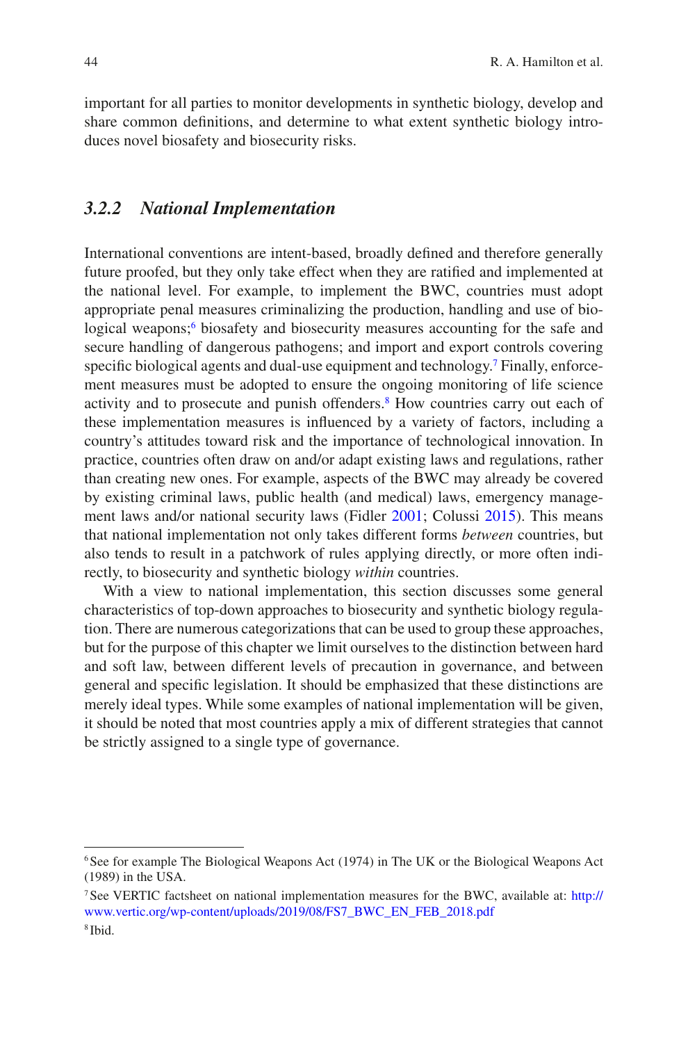important for all parties to monitor developments in synthetic biology, develop and share common definitions, and determine to what extent synthetic biology introduces novel biosafety and biosecurity risks.

### *3.2.2 National Implementation*

International conventions are intent-based, broadly defined and therefore generally future proofed, but they only take effect when they are ratified and implemented at the national level. For example, to implement the BWC, countries must adopt appropriate penal measures criminalizing the production, handling and use of biological weapons;[6] biosafety and biosecurity measures accounting for the safe and secure handling of dangerous pathogens; and import and export controls covering specific biological agents and dual-use equipment and technology.[7] Finally, enforcement measures must be adopted to ensure the ongoing monitoring of life science activity and to prosecute and punish offenders.[8] How countries carry out each of these implementation measures is influenced by a variety of factors, including a country's attitudes toward risk and the importance of technological innovation. In practice, countries often draw on and/or adapt existing laws and regulations, rather than creating new ones. For example, aspects of the BWC may already be covered by existing criminal laws, public health (and medical) laws, emergency management laws and/or national security laws (Fidler 2001; Colussi 2015). This means that national implementation not only takes different forms *between* countries, but also tends to result in a patchwork of rules applying directly, or more often indirectly, to biosecurity and synthetic biology *within* countries.

With a view to national implementation, this section discusses some general characteristics of top-down approaches to biosecurity and synthetic biology regulation. There are numerous categorizations that can be used to group these approaches, but for the purpose of this chapter we limit ourselves to the distinction between hard and soft law, between different levels of precaution in governance, and between general and specific legislation. It should be emphasized that these distinctions are merely ideal types. While some examples of national implementation will be given, it should be noted that most countries apply a mix of different strategies that cannot be strictly assigned to a single type of governance.

---

[6] See for example The Biological Weapons Act (1974) in The UK or the Biological Weapons Act (1989) in the USA.

[7] See VERTIC factsheet on national implementation measures for the BWC, available at: http://www.vertic.org/wp-content/uploads/2019/08/FS7_BWC_EN_FEB_2018.pdf

[8] Ibid.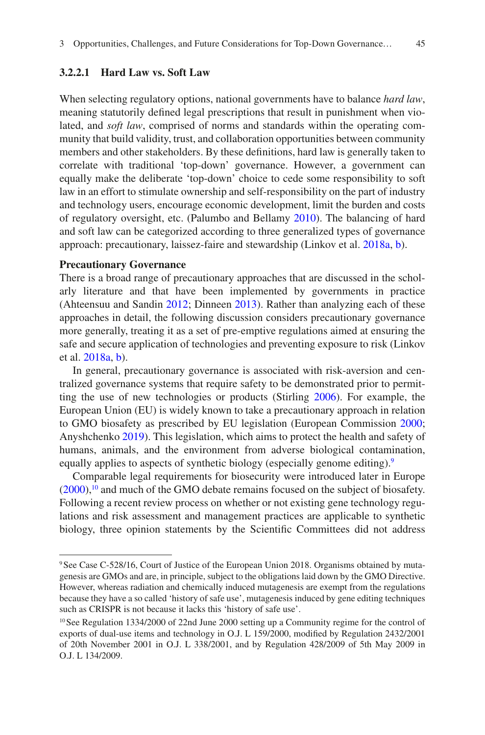#### 3.2.2.1 Hard Law vs. Soft Law

When selecting regulatory options, national governments have to balance *hard law*, meaning statutorily defined legal prescriptions that result in punishment when violated, and *soft law*, comprised of norms and standards within the operating community that build validity, trust, and collaboration opportunities between community members and other stakeholders. By these definitions, hard law is generally taken to correlate with traditional 'top-down' governance. However, a government can equally make the deliberate 'top-down' choice to cede some responsibility to soft law in an effort to stimulate ownership and self-responsibility on the part of industry and technology users, encourage economic development, limit the burden and costs of regulatory oversight, etc. (Palumbo and Bellamy 2010). The balancing of hard and soft law can be categorized according to three generalized types of governance approach: precautionary, laissez-faire and stewardship (Linkov et al. 2018a, b).

**Precautionary Governance**

There is a broad range of precautionary approaches that are discussed in the scholarly literature and that have been implemented by governments in practice (Ahteensuu and Sandin 2012; Dinneen 2013). Rather than analyzing each of these approaches in detail, the following discussion considers precautionary governance more generally, treating it as a set of pre-emptive regulations aimed at ensuring the safe and secure application of technologies and preventing exposure to risk (Linkov et al. 2018a, b).

In general, precautionary governance is associated with risk-aversion and centralized governance systems that require safety to be demonstrated prior to permitting the use of new technologies or products (Stirling 2006). For example, the European Union (EU) is widely known to take a precautionary approach in relation to GMO biosafety as prescribed by EU legislation (European Commission 2000; Anyshchenko 2019). This legislation, which aims to protect the health and safety of humans, animals, and the environment from adverse biological contamination, equally applies to aspects of synthetic biology (especially genome editing).[9]

Comparable legal requirements for biosecurity were introduced later in Europe (2000),[10] and much of the GMO debate remains focused on the subject of biosafety. Following a recent review process on whether or not existing gene technology regulations and risk assessment and management practices are applicable to synthetic biology, three opinion statements by the Scientific Committees did not address

---

[9] See Case C-528/16, Court of Justice of the European Union 2018. Organisms obtained by mutagenesis are GMOs and are, in principle, subject to the obligations laid down by the GMO Directive. However, whereas radiation and chemically induced mutagenesis are exempt from the regulations because they have a so called 'history of safe use', mutagenesis induced by gene editing techniques such as CRISPR is not because it lacks this 'history of safe use'.

[10] See Regulation 1334/2000 of 22nd June 2000 setting up a Community regime for the control of exports of dual-use items and technology in O.J. L 159/2000, modified by Regulation 2432/2001 of 20th November 2001 in O.J. L 338/2001, and by Regulation 428/2009 of 5th May 2009 in O.J. L 134/2009.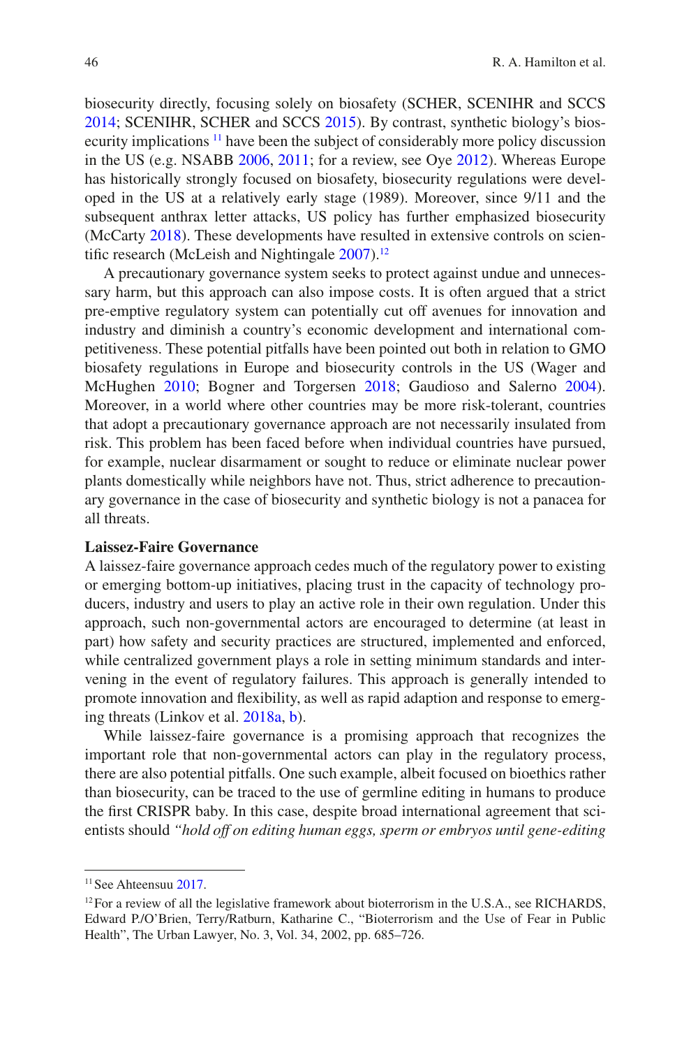biosecurity directly, focusing solely on biosafety (SCHER, SCENIHR and SCCS 2014; SCENIHR, SCHER and SCCS 2015). By contrast, synthetic biology's biosecurity implications [11] have been the subject of considerably more policy discussion in the US (e.g. NSABB 2006, 2011; for a review, see Oye 2012). Whereas Europe has historically strongly focused on biosafety, biosecurity regulations were developed in the US at a relatively early stage (1989). Moreover, since 9/11 and the subsequent anthrax letter attacks, US policy has further emphasized biosecurity (McCarty 2018). These developments have resulted in extensive controls on scientific research (McLeish and Nightingale 2007).[12]

A precautionary governance system seeks to protect against undue and unnecessary harm, but this approach can also impose costs. It is often argued that a strict pre-emptive regulatory system can potentially cut off avenues for innovation and industry and diminish a country's economic development and international competitiveness. These potential pitfalls have been pointed out both in relation to GMO biosafety regulations in Europe and biosecurity controls in the US (Wager and McHughen 2010; Bogner and Torgersen 2018; Gaudioso and Salerno 2004). Moreover, in a world where other countries may be more risk-tolerant, countries that adopt a precautionary governance approach are not necessarily insulated from risk. This problem has been faced before when individual countries have pursued, for example, nuclear disarmament or sought to reduce or eliminate nuclear power plants domestically while neighbors have not. Thus, strict adherence to precautionary governance in the case of biosecurity and synthetic biology is not a panacea for all threats.

**Laissez-Faire Governance**

A laissez-faire governance approach cedes much of the regulatory power to existing or emerging bottom-up initiatives, placing trust in the capacity of technology producers, industry and users to play an active role in their own regulation. Under this approach, such non-governmental actors are encouraged to determine (at least in part) how safety and security practices are structured, implemented and enforced, while centralized government plays a role in setting minimum standards and intervening in the event of regulatory failures. This approach is generally intended to promote innovation and flexibility, as well as rapid adaption and response to emerging threats (Linkov et al. 2018a, b).

While laissez-faire governance is a promising approach that recognizes the important role that non-governmental actors can play in the regulatory process, there are also potential pitfalls. One such example, albeit focused on bioethics rather than biosecurity, can be traced to the use of germline editing in humans to produce the first CRISPR baby. In this case, despite broad international agreement that scientists should *"hold off on editing human eggs, sperm or embryos until gene-editing*

[11] See Ahteensuu 2017.

[12] For a review of all the legislative framework about bioterrorism in the U.S.A., see RICHARDS, Edward P./O'Brien, Terry/Ratburn, Katharine C., "Bioterrorism and the Use of Fear in Public Health", The Urban Lawyer, No. 3, Vol. 34, 2002, pp. 685–726.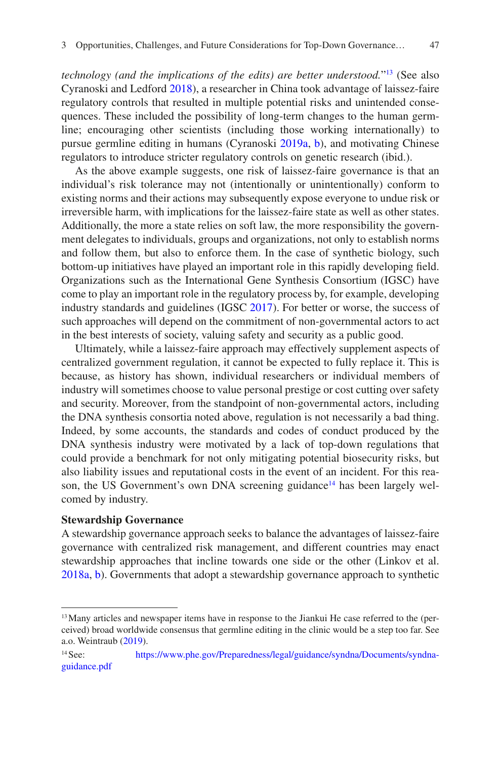*technology (and the implications of the edits) are better understood.*"[13] (See also Cyranoski and Ledford 2018), a researcher in China took advantage of laissez-faire regulatory controls that resulted in multiple potential risks and unintended consequences. These included the possibility of long-term changes to the human germline; encouraging other scientists (including those working internationally) to pursue germline editing in humans (Cyranoski 2019a, b), and motivating Chinese regulators to introduce stricter regulatory controls on genetic research (ibid.).

As the above example suggests, one risk of laissez-faire governance is that an individual's risk tolerance may not (intentionally or unintentionally) conform to existing norms and their actions may subsequently expose everyone to undue risk or irreversible harm, with implications for the laissez-faire state as well as other states. Additionally, the more a state relies on soft law, the more responsibility the government delegates to individuals, groups and organizations, not only to establish norms and follow them, but also to enforce them. In the case of synthetic biology, such bottom-up initiatives have played an important role in this rapidly developing field. Organizations such as the International Gene Synthesis Consortium (IGSC) have come to play an important role in the regulatory process by, for example, developing industry standards and guidelines (IGSC 2017). For better or worse, the success of such approaches will depend on the commitment of non-governmental actors to act in the best interests of society, valuing safety and security as a public good.

Ultimately, while a laissez-faire approach may effectively supplement aspects of centralized government regulation, it cannot be expected to fully replace it. This is because, as history has shown, individual researchers or individual members of industry will sometimes choose to value personal prestige or cost cutting over safety and security. Moreover, from the standpoint of non-governmental actors, including the DNA synthesis consortia noted above, regulation is not necessarily a bad thing. Indeed, by some accounts, the standards and codes of conduct produced by the DNA synthesis industry were motivated by a lack of top-down regulations that could provide a benchmark for not only mitigating potential biosecurity risks, but also liability issues and reputational costs in the event of an incident. For this reason, the US Government's own DNA screening guidance[14] has been largely welcomed by industry.

**Stewardship Governance**

A stewardship governance approach seeks to balance the advantages of laissez-faire governance with centralized risk management, and different countries may enact stewardship approaches that incline towards one side or the other (Linkov et al. 2018a, b). Governments that adopt a stewardship governance approach to synthetic

---

[13] Many articles and newspaper items have in response to the Jiankui He case referred to the (perceived) broad worldwide consensus that germline editing in the clinic would be a step too far. See a.o. Weintraub (2019).

[14] See: https://www.phe.gov/Preparedness/legal/guidance/syndna/Documents/syndna-guidance.pdf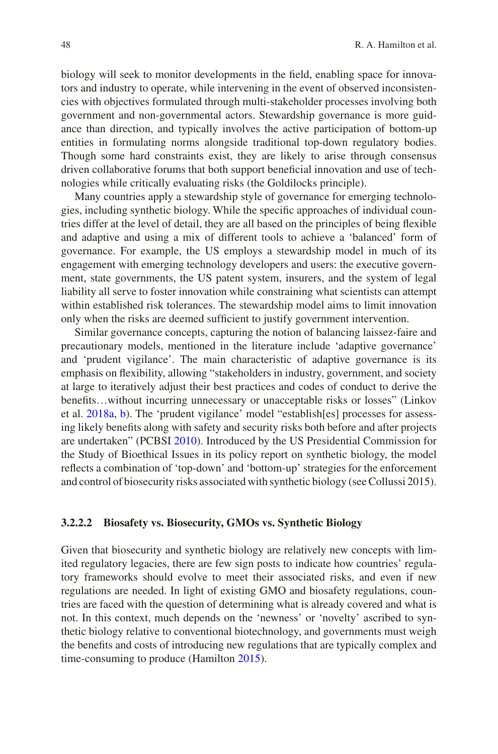biology will seek to monitor developments in the field, enabling space for innovators and industry to operate, while intervening in the event of observed inconsistencies with objectives formulated through multi-stakeholder processes involving both government and non-governmental actors. Stewardship governance is more guidance than direction, and typically involves the active participation of bottom-up entities in formulating norms alongside traditional top-down regulatory bodies. Though some hard constraints exist, they are likely to arise through consensus driven collaborative forums that both support beneficial innovation and use of technologies while critically evaluating risks (the Goldilocks principle).

Many countries apply a stewardship style of governance for emerging technologies, including synthetic biology. While the specific approaches of individual countries differ at the level of detail, they are all based on the principles of being flexible and adaptive and using a mix of different tools to achieve a 'balanced' form of governance. For example, the US employs a stewardship model in much of its engagement with emerging technology developers and users: the executive government, state governments, the US patent system, insurers, and the system of legal liability all serve to foster innovation while constraining what scientists can attempt within established risk tolerances. The stewardship model aims to limit innovation only when the risks are deemed sufficient to justify government intervention.

Similar governance concepts, capturing the notion of balancing laissez-faire and precautionary models, mentioned in the literature include 'adaptive governance' and 'prudent vigilance'. The main characteristic of adaptive governance is its emphasis on flexibility, allowing "stakeholders in industry, government, and society at large to iteratively adjust their best practices and codes of conduct to derive the benefits…without incurring unnecessary or unacceptable risks or losses" (Linkov et al. 2018a, b). The 'prudent vigilance' model "establish[es] processes for assessing likely benefits along with safety and security risks both before and after projects are undertaken" (PCBSI 2010). Introduced by the US Presidential Commission for the Study of Bioethical Issues in its policy report on synthetic biology, the model reflects a combination of 'top-down' and 'bottom-up' strategies for the enforcement and control of biosecurity risks associated with synthetic biology (see Collussi 2015).

#### 3.2.2.2 Biosafety vs. Biosecurity, GMOs vs. Synthetic Biology

Given that biosecurity and synthetic biology are relatively new concepts with limited regulatory legacies, there are few sign posts to indicate how countries' regulatory frameworks should evolve to meet their associated risks, and even if new regulations are needed. In light of existing GMO and biosafety regulations, countries are faced with the question of determining what is already covered and what is not. In this context, much depends on the 'newness' or 'novelty' ascribed to synthetic biology relative to conventional biotechnology, and governments must weigh the benefits and costs of introducing new regulations that are typically complex and time-consuming to produce (Hamilton 2015).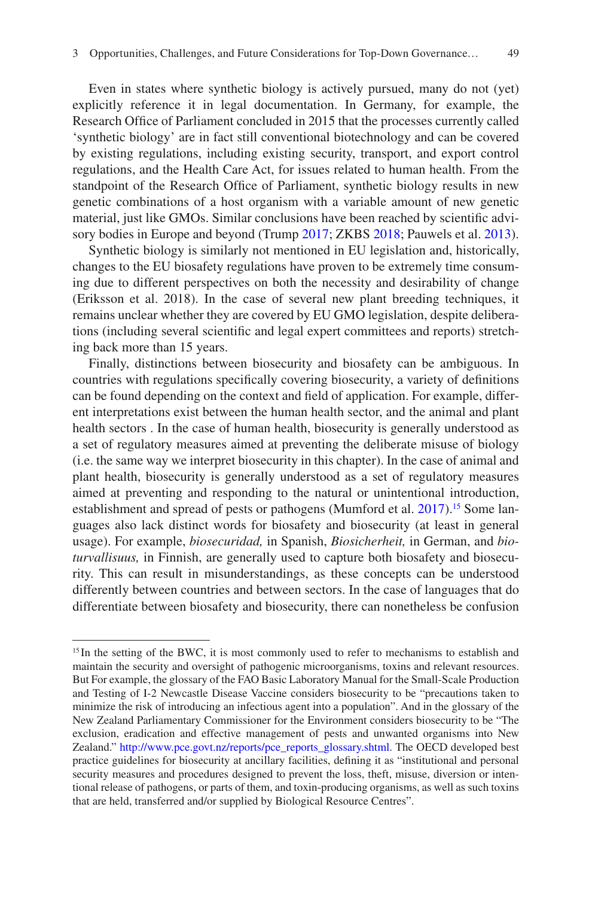Even in states where synthetic biology is actively pursued, many do not (yet) explicitly reference it in legal documentation. In Germany, for example, the Research Office of Parliament concluded in 2015 that the processes currently called 'synthetic biology' are in fact still conventional biotechnology and can be covered by existing regulations, including existing security, transport, and export control regulations, and the Health Care Act, for issues related to human health. From the standpoint of the Research Office of Parliament, synthetic biology results in new genetic combinations of a host organism with a variable amount of new genetic material, just like GMOs. Similar conclusions have been reached by scientific advisory bodies in Europe and beyond (Trump 2017; ZKBS 2018; Pauwels et al. 2013).

Synthetic biology is similarly not mentioned in EU legislation and, historically, changes to the EU biosafety regulations have proven to be extremely time consuming due to different perspectives on both the necessity and desirability of change (Eriksson et al. 2018). In the case of several new plant breeding techniques, it remains unclear whether they are covered by EU GMO legislation, despite deliberations (including several scientific and legal expert committees and reports) stretching back more than 15 years.

Finally, distinctions between biosecurity and biosafety can be ambiguous. In countries with regulations specifically covering biosecurity, a variety of definitions can be found depending on the context and field of application. For example, different interpretations exist between the human health sector, and the animal and plant health sectors . In the case of human health, biosecurity is generally understood as a set of regulatory measures aimed at preventing the deliberate misuse of biology (i.e. the same way we interpret biosecurity in this chapter). In the case of animal and plant health, biosecurity is generally understood as a set of regulatory measures aimed at preventing and responding to the natural or unintentional introduction, establishment and spread of pests or pathogens (Mumford et al. 2017).[15] Some languages also lack distinct words for biosafety and biosecurity (at least in general usage). For example, *biosecuridad,* in Spanish, *Biosicherheit,* in German, and *bioturvallisuus,* in Finnish, are generally used to capture both biosafety and biosecurity. This can result in misunderstandings, as these concepts can be understood differently between countries and between sectors. In the case of languages that do differentiate between biosafety and biosecurity, there can nonetheless be confusion

[15] In the setting of the BWC, it is most commonly used to refer to mechanisms to establish and maintain the security and oversight of pathogenic microorganisms, toxins and relevant resources. But For example, the glossary of the FAO Basic Laboratory Manual for the Small-Scale Production and Testing of I-2 Newcastle Disease Vaccine considers biosecurity to be "precautions taken to minimize the risk of introducing an infectious agent into a population". And in the glossary of the New Zealand Parliamentary Commissioner for the Environment considers biosecurity to be "The exclusion, eradication and effective management of pests and unwanted organisms into New Zealand." http://www.pce.govt.nz/reports/pce_reports_glossary.shtml. The OECD developed best practice guidelines for biosecurity at ancillary facilities, defining it as "institutional and personal security measures and procedures designed to prevent the loss, theft, misuse, diversion or intentional release of pathogens, or parts of them, and toxin-producing organisms, as well as such toxins that are held, transferred and/or supplied by Biological Resource Centres".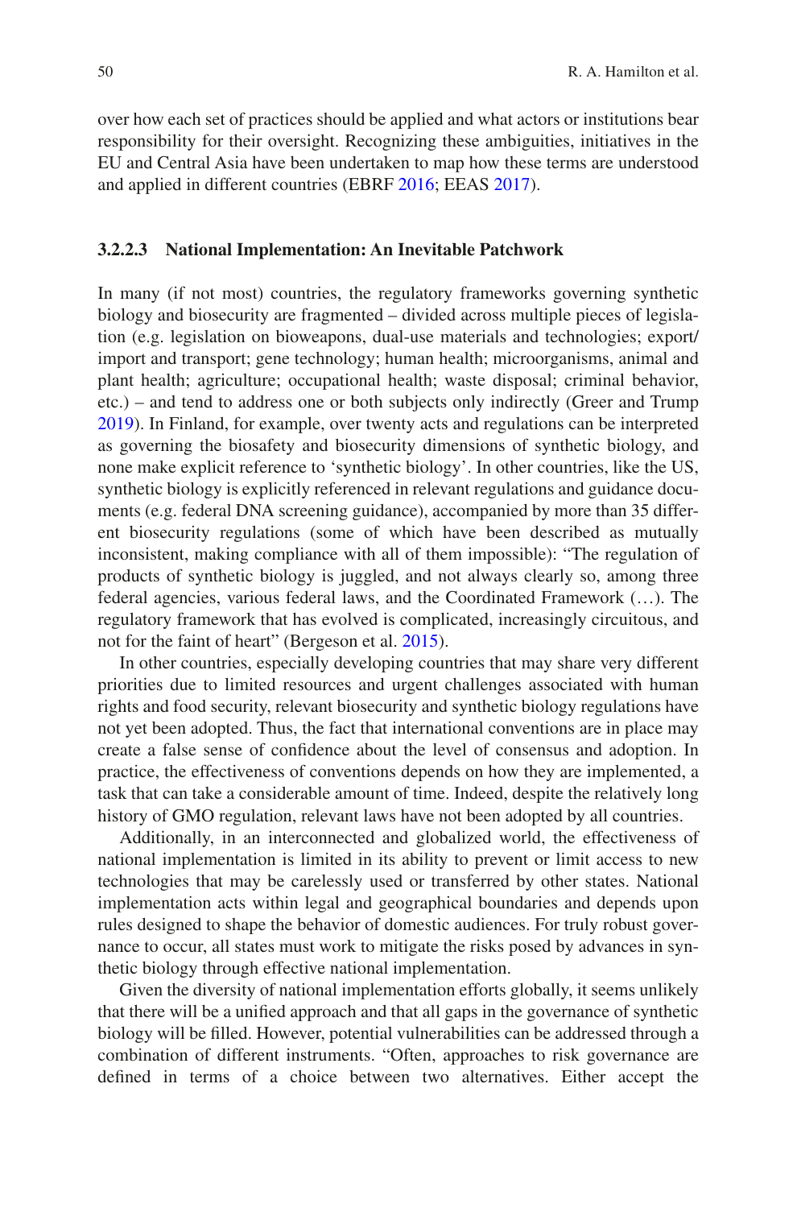over how each set of practices should be applied and what actors or institutions bear responsibility for their oversight. Recognizing these ambiguities, initiatives in the EU and Central Asia have been undertaken to map how these terms are understood and applied in different countries (EBRF 2016; EEAS 2017).

#### 3.2.2.3 National Implementation: An Inevitable Patchwork

In many (if not most) countries, the regulatory frameworks governing synthetic biology and biosecurity are fragmented – divided across multiple pieces of legislation (e.g. legislation on bioweapons, dual-use materials and technologies; export/import and transport; gene technology; human health; microorganisms, animal and plant health; agriculture; occupational health; waste disposal; criminal behavior, etc.) – and tend to address one or both subjects only indirectly (Greer and Trump 2019). In Finland, for example, over twenty acts and regulations can be interpreted as governing the biosafety and biosecurity dimensions of synthetic biology, and none make explicit reference to 'synthetic biology'. In other countries, like the US, synthetic biology is explicitly referenced in relevant regulations and guidance documents (e.g. federal DNA screening guidance), accompanied by more than 35 different biosecurity regulations (some of which have been described as mutually inconsistent, making compliance with all of them impossible): "The regulation of products of synthetic biology is juggled, and not always clearly so, among three federal agencies, various federal laws, and the Coordinated Framework (…). The regulatory framework that has evolved is complicated, increasingly circuitous, and not for the faint of heart" (Bergeson et al. 2015).

In other countries, especially developing countries that may share very different priorities due to limited resources and urgent challenges associated with human rights and food security, relevant biosecurity and synthetic biology regulations have not yet been adopted. Thus, the fact that international conventions are in place may create a false sense of confidence about the level of consensus and adoption. In practice, the effectiveness of conventions depends on how they are implemented, a task that can take a considerable amount of time. Indeed, despite the relatively long history of GMO regulation, relevant laws have not been adopted by all countries.

Additionally, in an interconnected and globalized world, the effectiveness of national implementation is limited in its ability to prevent or limit access to new technologies that may be carelessly used or transferred by other states. National implementation acts within legal and geographical boundaries and depends upon rules designed to shape the behavior of domestic audiences. For truly robust governance to occur, all states must work to mitigate the risks posed by advances in synthetic biology through effective national implementation.

Given the diversity of national implementation efforts globally, it seems unlikely that there will be a unified approach and that all gaps in the governance of synthetic biology will be filled. However, potential vulnerabilities can be addressed through a combination of different instruments. "Often, approaches to risk governance are defined in terms of a choice between two alternatives. Either accept the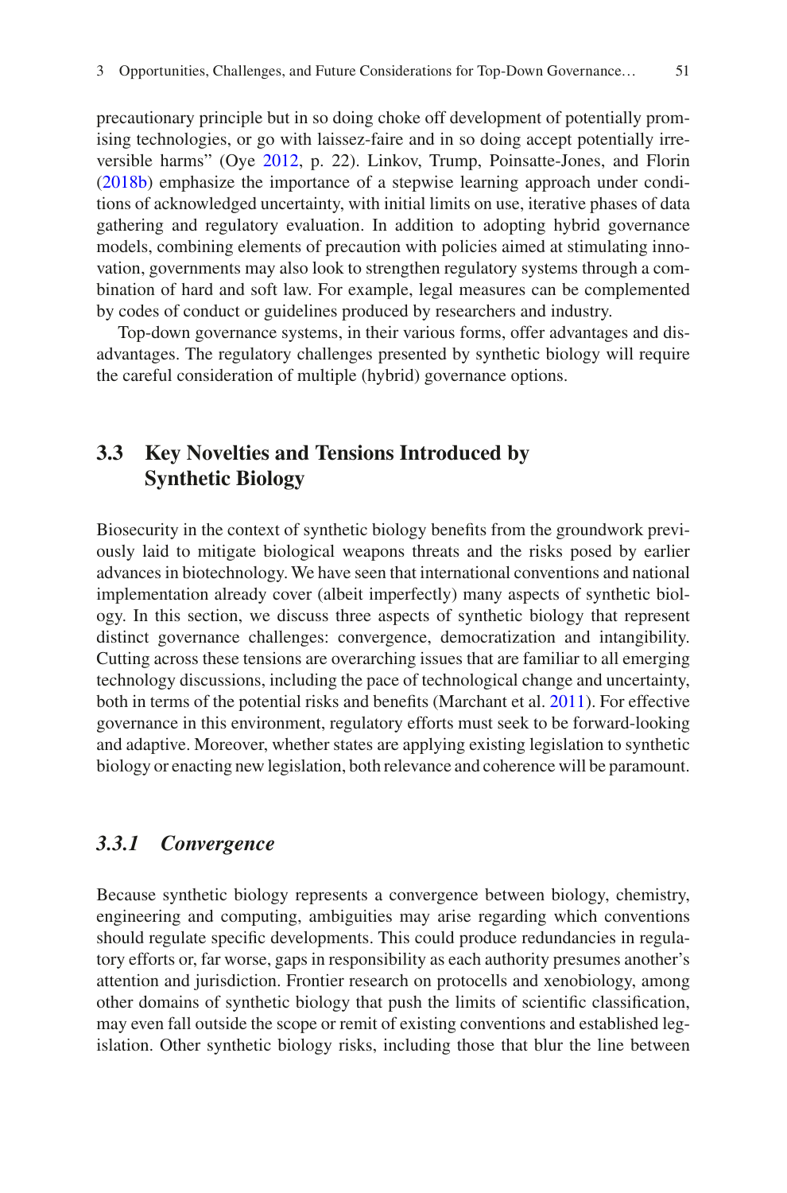precautionary principle but in so doing choke off development of potentially promising technologies, or go with laissez-faire and in so doing accept potentially irreversible harms" (Oye 2012, p. 22). Linkov, Trump, Poinsatte-Jones, and Florin (2018b) emphasize the importance of a stepwise learning approach under conditions of acknowledged uncertainty, with initial limits on use, iterative phases of data gathering and regulatory evaluation. In addition to adopting hybrid governance models, combining elements of precaution with policies aimed at stimulating innovation, governments may also look to strengthen regulatory systems through a combination of hard and soft law. For example, legal measures can be complemented by codes of conduct or guidelines produced by researchers and industry.

Top-down governance systems, in their various forms, offer advantages and disadvantages. The regulatory challenges presented by synthetic biology will require the careful consideration of multiple (hybrid) governance options.

## 3.3 Key Novelties and Tensions Introduced by Synthetic Biology

Biosecurity in the context of synthetic biology benefits from the groundwork previously laid to mitigate biological weapons threats and the risks posed by earlier advances in biotechnology. We have seen that international conventions and national implementation already cover (albeit imperfectly) many aspects of synthetic biology. In this section, we discuss three aspects of synthetic biology that represent distinct governance challenges: convergence, democratization and intangibility. Cutting across these tensions are overarching issues that are familiar to all emerging technology discussions, including the pace of technological change and uncertainty, both in terms of the potential risks and benefits (Marchant et al. 2011). For effective governance in this environment, regulatory efforts must seek to be forward-looking and adaptive. Moreover, whether states are applying existing legislation to synthetic biology or enacting new legislation, both relevance and coherence will be paramount.

### *3.3.1 Convergence*

Because synthetic biology represents a convergence between biology, chemistry, engineering and computing, ambiguities may arise regarding which conventions should regulate specific developments. This could produce redundancies in regulatory efforts or, far worse, gaps in responsibility as each authority presumes another's attention and jurisdiction. Frontier research on protocells and xenobiology, among other domains of synthetic biology that push the limits of scientific classification, may even fall outside the scope or remit of existing conventions and established legislation. Other synthetic biology risks, including those that blur the line between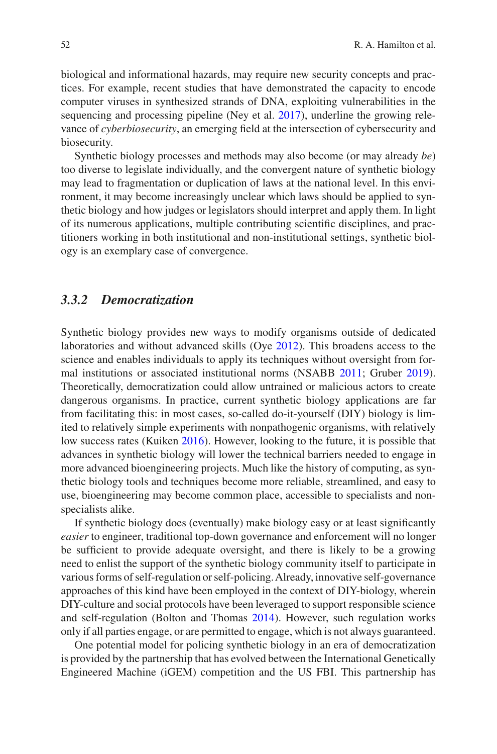biological and informational hazards, may require new security concepts and practices. For example, recent studies that have demonstrated the capacity to encode computer viruses in synthesized strands of DNA, exploiting vulnerabilities in the sequencing and processing pipeline (Ney et al. 2017), underline the growing relevance of *cyberbiosecurity*, an emerging field at the intersection of cybersecurity and biosecurity.

Synthetic biology processes and methods may also become (or may already *be*) too diverse to legislate individually, and the convergent nature of synthetic biology may lead to fragmentation or duplication of laws at the national level. In this environment, it may become increasingly unclear which laws should be applied to synthetic biology and how judges or legislators should interpret and apply them. In light of its numerous applications, multiple contributing scientific disciplines, and practitioners working in both institutional and non-institutional settings, synthetic biology is an exemplary case of convergence.

### *3.3.2 Democratization*

Synthetic biology provides new ways to modify organisms outside of dedicated laboratories and without advanced skills (Oye 2012). This broadens access to the science and enables individuals to apply its techniques without oversight from formal institutions or associated institutional norms (NSABB 2011; Gruber 2019). Theoretically, democratization could allow untrained or malicious actors to create dangerous organisms. In practice, current synthetic biology applications are far from facilitating this: in most cases, so-called do-it-yourself (DIY) biology is limited to relatively simple experiments with nonpathogenic organisms, with relatively low success rates (Kuiken 2016). However, looking to the future, it is possible that advances in synthetic biology will lower the technical barriers needed to engage in more advanced bioengineering projects. Much like the history of computing, as synthetic biology tools and techniques become more reliable, streamlined, and easy to use, bioengineering may become common place, accessible to specialists and nonspecialists alike.

If synthetic biology does (eventually) make biology easy or at least significantly *easier* to engineer, traditional top-down governance and enforcement will no longer be sufficient to provide adequate oversight, and there is likely to be a growing need to enlist the support of the synthetic biology community itself to participate in various forms of self-regulation or self-policing. Already, innovative self-governance approaches of this kind have been employed in the context of DIY-biology, wherein DIY-culture and social protocols have been leveraged to support responsible science and self-regulation (Bolton and Thomas 2014). However, such regulation works only if all parties engage, or are permitted to engage, which is not always guaranteed.

One potential model for policing synthetic biology in an era of democratization is provided by the partnership that has evolved between the International Genetically Engineered Machine (iGEM) competition and the US FBI. This partnership has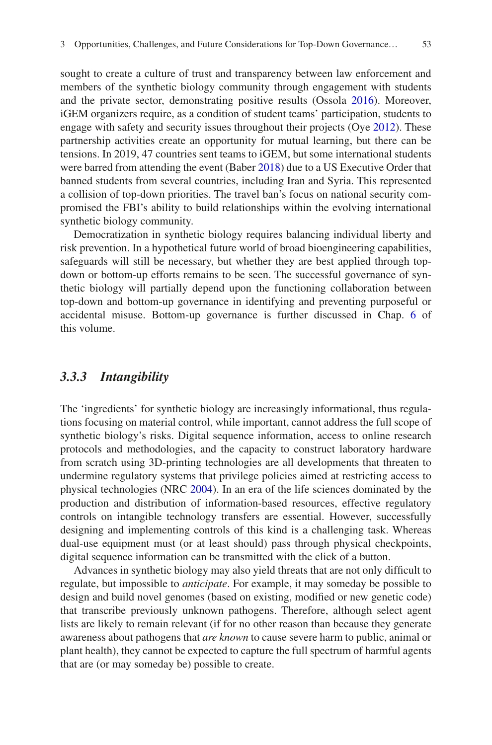sought to create a culture of trust and transparency between law enforcement and members of the synthetic biology community through engagement with students and the private sector, demonstrating positive results (Ossola 2016). Moreover, iGEM organizers require, as a condition of student teams' participation, students to engage with safety and security issues throughout their projects (Oye 2012). These partnership activities create an opportunity for mutual learning, but there can be tensions. In 2019, 47 countries sent teams to iGEM, but some international students were barred from attending the event (Baber 2018) due to a US Executive Order that banned students from several countries, including Iran and Syria. This represented a collision of top-down priorities. The travel ban's focus on national security compromised the FBI's ability to build relationships within the evolving international synthetic biology community.

Democratization in synthetic biology requires balancing individual liberty and risk prevention. In a hypothetical future world of broad bioengineering capabilities, safeguards will still be necessary, but whether they are best applied through top-down or bottom-up efforts remains to be seen. The successful governance of synthetic biology will partially depend upon the functioning collaboration between top-down and bottom-up governance in identifying and preventing purposeful or accidental misuse. Bottom-up governance is further discussed in Chap. 6 of this volume.

### *3.3.3 Intangibility*

The 'ingredients' for synthetic biology are increasingly informational, thus regulations focusing on material control, while important, cannot address the full scope of synthetic biology's risks. Digital sequence information, access to online research protocols and methodologies, and the capacity to construct laboratory hardware from scratch using 3D-printing technologies are all developments that threaten to undermine regulatory systems that privilege policies aimed at restricting access to physical technologies (NRC 2004). In an era of the life sciences dominated by the production and distribution of information-based resources, effective regulatory controls on intangible technology transfers are essential. However, successfully designing and implementing controls of this kind is a challenging task. Whereas dual-use equipment must (or at least should) pass through physical checkpoints, digital sequence information can be transmitted with the click of a button.

Advances in synthetic biology may also yield threats that are not only difficult to regulate, but impossible to *anticipate*. For example, it may someday be possible to design and build novel genomes (based on existing, modified or new genetic code) that transcribe previously unknown pathogens. Therefore, although select agent lists are likely to remain relevant (if for no other reason than because they generate awareness about pathogens that *are known* to cause severe harm to public, animal or plant health), they cannot be expected to capture the full spectrum of harmful agents that are (or may someday be) possible to create.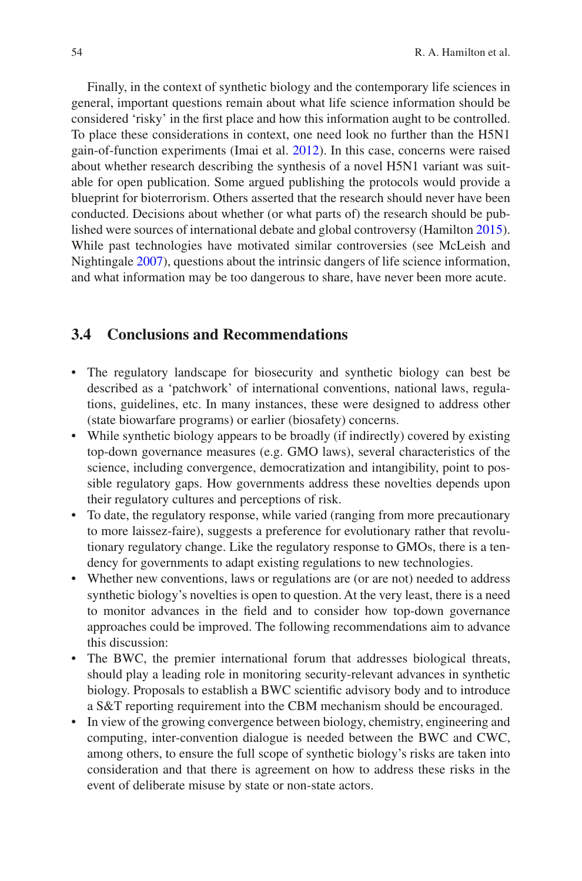Finally, in the context of synthetic biology and the contemporary life sciences in general, important questions remain about what life science information should be considered 'risky' in the first place and how this information aught to be controlled. To place these considerations in context, one need look no further than the H5N1 gain-of-function experiments (Imai et al. 2012). In this case, concerns were raised about whether research describing the synthesis of a novel H5N1 variant was suitable for open publication. Some argued publishing the protocols would provide a blueprint for bioterrorism. Others asserted that the research should never have been conducted. Decisions about whether (or what parts of) the research should be published were sources of international debate and global controversy (Hamilton 2015). While past technologies have motivated similar controversies (see McLeish and Nightingale 2007), questions about the intrinsic dangers of life science information, and what information may be too dangerous to share, have never been more acute.

## 3.4 Conclusions and Recommendations

- The regulatory landscape for biosecurity and synthetic biology can best be described as a 'patchwork' of international conventions, national laws, regulations, guidelines, etc. In many instances, these were designed to address other (state biowarfare programs) or earlier (biosafety) concerns.
- While synthetic biology appears to be broadly (if indirectly) covered by existing top-down governance measures (e.g. GMO laws), several characteristics of the science, including convergence, democratization and intangibility, point to possible regulatory gaps. How governments address these novelties depends upon their regulatory cultures and perceptions of risk.
- To date, the regulatory response, while varied (ranging from more precautionary to more laissez-faire), suggests a preference for evolutionary rather that revolutionary regulatory change. Like the regulatory response to GMOs, there is a tendency for governments to adapt existing regulations to new technologies.
- Whether new conventions, laws or regulations are (or are not) needed to address synthetic biology's novelties is open to question. At the very least, there is a need to monitor advances in the field and to consider how top-down governance approaches could be improved. The following recommendations aim to advance this discussion:
- The BWC, the premier international forum that addresses biological threats, should play a leading role in monitoring security-relevant advances in synthetic biology. Proposals to establish a BWC scientific advisory body and to introduce a S&T reporting requirement into the CBM mechanism should be encouraged.
- In view of the growing convergence between biology, chemistry, engineering and computing, inter-convention dialogue is needed between the BWC and CWC, among others, to ensure the full scope of synthetic biology's risks are taken into consideration and that there is agreement on how to address these risks in the event of deliberate misuse by state or non-state actors.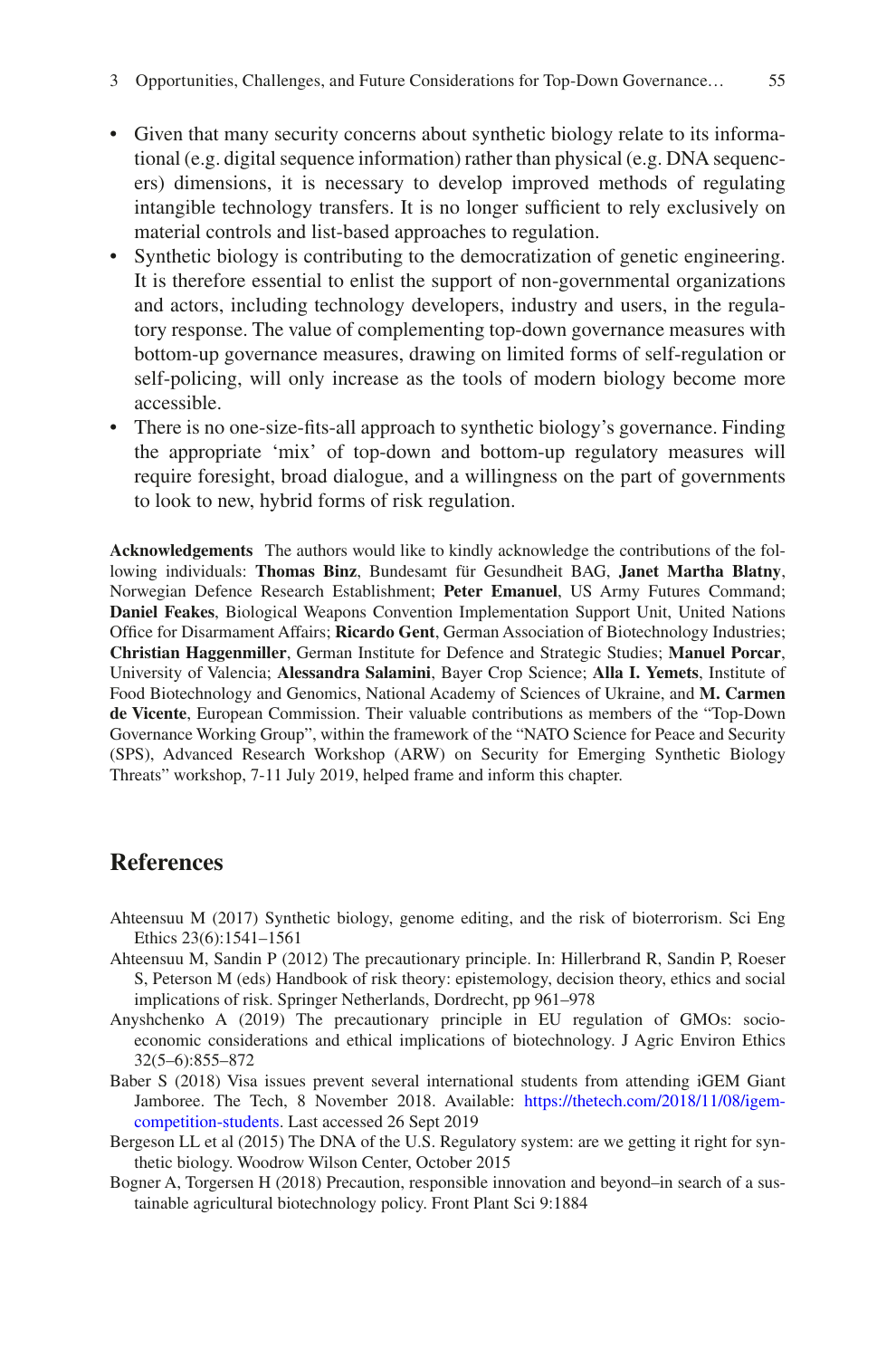- Given that many security concerns about synthetic biology relate to its informational (e.g. digital sequence information) rather than physical (e.g. DNA sequencers) dimensions, it is necessary to develop improved methods of regulating intangible technology transfers. It is no longer sufficient to rely exclusively on material controls and list-based approaches to regulation.
- Synthetic biology is contributing to the democratization of genetic engineering. It is therefore essential to enlist the support of non-governmental organizations and actors, including technology developers, industry and users, in the regulatory response. The value of complementing top-down governance measures with bottom-up governance measures, drawing on limited forms of self-regulation or self-policing, will only increase as the tools of modern biology become more accessible.
- There is no one-size-fits-all approach to synthetic biology's governance. Finding the appropriate 'mix' of top-down and bottom-up regulatory measures will require foresight, broad dialogue, and a willingness on the part of governments to look to new, hybrid forms of risk regulation.

**Acknowledgements** The authors would like to kindly acknowledge the contributions of the following individuals: **Thomas Binz**, Bundesamt für Gesundheit BAG, **Janet Martha Blatny**, Norwegian Defence Research Establishment; **Peter Emanuel**, US Army Futures Command; **Daniel Feakes**, Biological Weapons Convention Implementation Support Unit, United Nations Office for Disarmament Affairs; **Ricardo Gent**, German Association of Biotechnology Industries; **Christian Haggenmiller**, German Institute for Defence and Strategic Studies; **Manuel Porcar**, University of Valencia; **Alessandra Salamini**, Bayer Crop Science; **Alla I. Yemets**, Institute of Food Biotechnology and Genomics, National Academy of Sciences of Ukraine, and **M. Carmen de Vicente**, European Commission. Their valuable contributions as members of the "Top-Down Governance Working Group", within the framework of the "NATO Science for Peace and Security (SPS), Advanced Research Workshop (ARW) on Security for Emerging Synthetic Biology Threats" workshop, 7-11 July 2019, helped frame and inform this chapter.

## References

Ahteensuu M (2017) Synthetic biology, genome editing, and the risk of bioterrorism. Sci Eng Ethics 23(6):1541–1561

Ahteensuu M, Sandin P (2012) The precautionary principle. In: Hillerbrand R, Sandin P, Roeser S, Peterson M (eds) Handbook of risk theory: epistemology, decision theory, ethics and social implications of risk. Springer Netherlands, Dordrecht, pp 961–978

Anyshchenko A (2019) The precautionary principle in EU regulation of GMOs: socio-economic considerations and ethical implications of biotechnology. J Agric Environ Ethics 32(5–6):855–872

Baber S (2018) Visa issues prevent several international students from attending iGEM Giant Jamboree. The Tech, 8 November 2018. Available: https://thetech.com/2018/11/08/igem-competition-students. Last accessed 26 Sept 2019

Bergeson LL et al (2015) The DNA of the U.S. Regulatory system: are we getting it right for synthetic biology. Woodrow Wilson Center, October 2015

Bogner A, Torgersen H (2018) Precaution, responsible innovation and beyond–in search of a sustainable agricultural biotechnology policy. Front Plant Sci 9:1884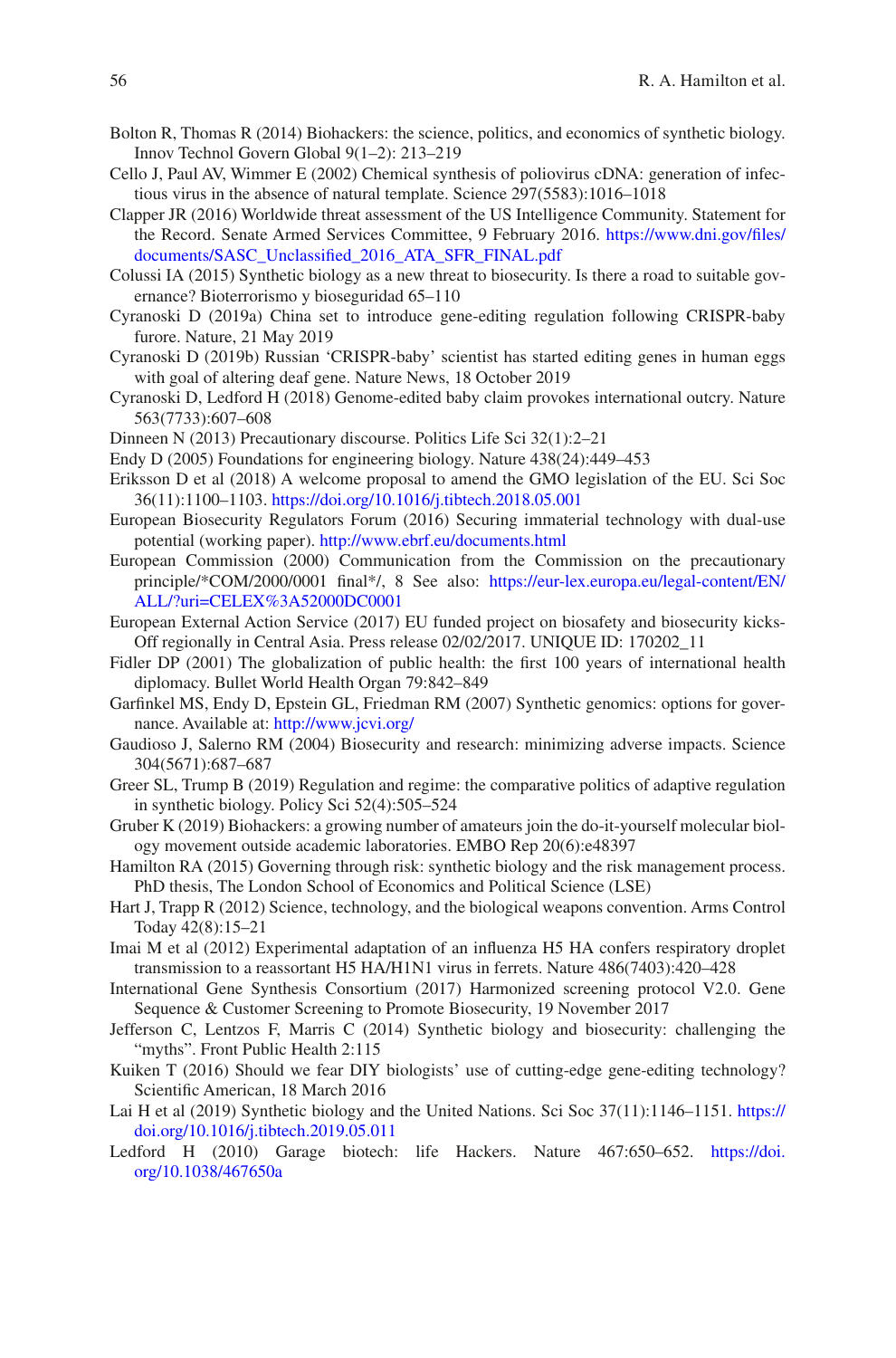Bolton R, Thomas R (2014) Biohackers: the science, politics, and economics of synthetic biology. Innov Technol Govern Global 9(1–2): 213–219

Cello J, Paul AV, Wimmer E (2002) Chemical synthesis of poliovirus cDNA: generation of infectious virus in the absence of natural template. Science 297(5583):1016–1018

Clapper JR (2016) Worldwide threat assessment of the US Intelligence Community. Statement for the Record. Senate Armed Services Committee, 9 February 2016. https://www.dni.gov/files/documents/SASC_Unclassified_2016_ATA_SFR_FINAL.pdf

Colussi IA (2015) Synthetic biology as a new threat to biosecurity. Is there a road to suitable governance? Bioterrorismo y bioseguridad 65–110

Cyranoski D (2019a) China set to introduce gene-editing regulation following CRISPR-baby furore. Nature, 21 May 2019

Cyranoski D (2019b) Russian 'CRISPR-baby' scientist has started editing genes in human eggs with goal of altering deaf gene. Nature News, 18 October 2019

Cyranoski D, Ledford H (2018) Genome-edited baby claim provokes international outcry. Nature 563(7733):607–608

Dinneen N (2013) Precautionary discourse. Politics Life Sci 32(1):2–21

Endy D (2005) Foundations for engineering biology. Nature 438(24):449–453

Eriksson D et al (2018) A welcome proposal to amend the GMO legislation of the EU. Sci Soc 36(11):1100–1103. https://doi.org/10.1016/j.tibtech.2018.05.001

European Biosecurity Regulators Forum (2016) Securing immaterial technology with dual-use potential (working paper). http://www.ebrf.eu/documents.html

European Commission (2000) Communication from the Commission on the precautionary principle/*COM/2000/0001 final*/, 8 See also: https://eur-lex.europa.eu/legal-content/EN/ALL/?uri=CELEX%3A52000DC0001

European External Action Service (2017) EU funded project on biosafety and biosecurity kicks-Off regionally in Central Asia. Press release 02/02/2017. UNIQUE ID: 170202_11

Fidler DP (2001) The globalization of public health: the first 100 years of international health diplomacy. Bullet World Health Organ 79:842–849

Garfinkel MS, Endy D, Epstein GL, Friedman RM (2007) Synthetic genomics: options for governance. Available at: http://www.jcvi.org/

Gaudioso J, Salerno RM (2004) Biosecurity and research: minimizing adverse impacts. Science 304(5671):687–687

Greer SL, Trump B (2019) Regulation and regime: the comparative politics of adaptive regulation in synthetic biology. Policy Sci 52(4):505–524

Gruber K (2019) Biohackers: a growing number of amateurs join the do-it-yourself molecular biology movement outside academic laboratories. EMBO Rep 20(6):e48397

Hamilton RA (2015) Governing through risk: synthetic biology and the risk management process. PhD thesis, The London School of Economics and Political Science (LSE)

Hart J, Trapp R (2012) Science, technology, and the biological weapons convention. Arms Control Today 42(8):15–21

Imai M et al (2012) Experimental adaptation of an influenza H5 HA confers respiratory droplet transmission to a reassortant H5 HA/H1N1 virus in ferrets. Nature 486(7403):420–428

International Gene Synthesis Consortium (2017) Harmonized screening protocol V2.0. Gene Sequence & Customer Screening to Promote Biosecurity, 19 November 2017

Jefferson C, Lentzos F, Marris C (2014) Synthetic biology and biosecurity: challenging the "myths". Front Public Health 2:115

Kuiken T (2016) Should we fear DIY biologists' use of cutting-edge gene-editing technology? Scientific American, 18 March 2016

Lai H et al (2019) Synthetic biology and the United Nations. Sci Soc 37(11):1146–1151. https://doi.org/10.1016/j.tibtech.2019.05.011

Ledford H (2010) Garage biotech: life Hackers. Nature 467:650–652. https://doi.org/10.1038/467650a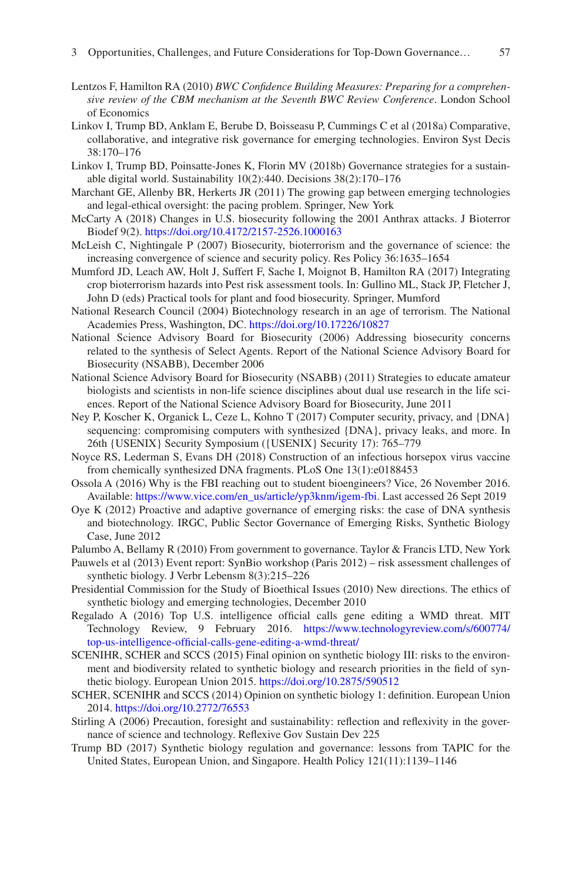Lentzos F, Hamilton RA (2010) *BWC Confidence Building Measures: Preparing for a comprehensive review of the CBM mechanism at the Seventh BWC Review Conference*. London School of Economics

Linkov I, Trump BD, Anklam E, Berube D, Boisseasu P, Cummings C et al (2018a) Comparative, collaborative, and integrative risk governance for emerging technologies. Environ Syst Decis 38:170–176

Linkov I, Trump BD, Poinsatte-Jones K, Florin MV (2018b) Governance strategies for a sustainable digital world. Sustainability 10(2):440. Decisions 38(2):170–176

Marchant GE, Allenby BR, Herkerts JR (2011) The growing gap between emerging technologies and legal-ethical oversight: the pacing problem. Springer, New York

McCarty A (2018) Changes in U.S. biosecurity following the 2001 Anthrax attacks. J Bioterror Biodef 9(2). https://doi.org/10.4172/2157-2526.1000163

McLeish C, Nightingale P (2007) Biosecurity, bioterrorism and the governance of science: the increasing convergence of science and security policy. Res Policy 36:1635–1654

Mumford JD, Leach AW, Holt J, Suffert F, Sache I, Moignot B, Hamilton RA (2017) Integrating crop bioterrorism hazards into Pest risk assessment tools. In: Gullino ML, Stack JP, Fletcher J, John D (eds) Practical tools for plant and food biosecurity. Springer, Mumford

National Research Council (2004) Biotechnology research in an age of terrorism. The National Academies Press, Washington, DC. https://doi.org/10.17226/10827

National Science Advisory Board for Biosecurity (2006) Addressing biosecurity concerns related to the synthesis of Select Agents. Report of the National Science Advisory Board for Biosecurity (NSABB), December 2006

National Science Advisory Board for Biosecurity (NSABB) (2011) Strategies to educate amateur biologists and scientists in non-life science disciplines about dual use research in the life sciences. Report of the National Science Advisory Board for Biosecurity, June 2011

Ney P, Koscher K, Organick L, Ceze L, Kohno T (2017) Computer security, privacy, and {DNA} sequencing: compromising computers with synthesized {DNA}, privacy leaks, and more. In 26th {USENIX} Security Symposium ({USENIX} Security 17): 765–779

Noyce RS, Lederman S, Evans DH (2018) Construction of an infectious horsepox virus vaccine from chemically synthesized DNA fragments. PLoS One 13(1):e0188453

Ossola A (2016) Why is the FBI reaching out to student bioengineers? Vice, 26 November 2016. Available: https://www.vice.com/en_us/article/yp3knm/igem-fbi. Last accessed 26 Sept 2019

Oye K (2012) Proactive and adaptive governance of emerging risks: the case of DNA synthesis and biotechnology. IRGC, Public Sector Governance of Emerging Risks, Synthetic Biology Case, June 2012

Palumbo A, Bellamy R (2010) From government to governance. Taylor & Francis LTD, New York

Pauwels et al (2013) Event report: SynBio workshop (Paris 2012) – risk assessment challenges of synthetic biology. J Verbr Lebensm 8(3):215–226

Presidential Commission for the Study of Bioethical Issues (2010) New directions. The ethics of synthetic biology and emerging technologies, December 2010

Regalado A (2016) Top U.S. intelligence official calls gene editing a WMD threat. MIT Technology Review, 9 February 2016. https://www.technologyreview.com/s/600774/top-us-intelligence-official-calls-gene-editing-a-wmd-threat/

SCENIHR, SCHER and SCCS (2015) Final opinion on synthetic biology III: risks to the environment and biodiversity related to synthetic biology and research priorities in the field of synthetic biology. European Union 2015. https://doi.org/10.2875/590512

SCHER, SCENIHR and SCCS (2014) Opinion on synthetic biology 1: definition. European Union 2014. https://doi.org/10.2772/76553

Stirling A (2006) Precaution, foresight and sustainability: reflection and reflexivity in the governance of science and technology. Reflexive Gov Sustain Dev 225

Trump BD (2017) Synthetic biology regulation and governance: lessons from TAPIC for the United States, European Union, and Singapore. Health Policy 121(11):1139–1146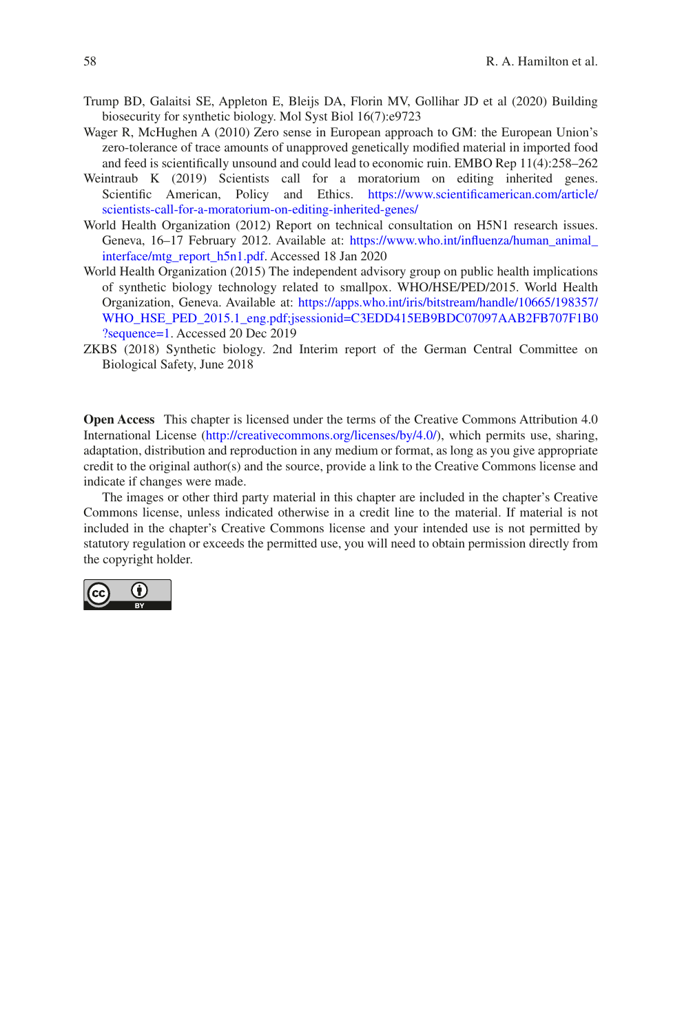Trump BD, Galaitsi SE, Appleton E, Bleijs DA, Florin MV, Gollihar JD et al (2020) Building biosecurity for synthetic biology. Mol Syst Biol 16(7):e9723

Wager R, McHughen A (2010) Zero sense in European approach to GM: the European Union's zero-tolerance of trace amounts of unapproved genetically modified material in imported food and feed is scientifically unsound and could lead to economic ruin. EMBO Rep 11(4):258–262

Weintraub K (2019) Scientists call for a moratorium on editing inherited genes. Scientific American, Policy and Ethics. https://www.scientificamerican.com/article/scientists-call-for-a-moratorium-on-editing-inherited-genes/

World Health Organization (2012) Report on technical consultation on H5N1 research issues. Geneva, 16–17 February 2012. Available at: https://www.who.int/influenza/human_animal_interface/mtg_report_h5n1.pdf. Accessed 18 Jan 2020

World Health Organization (2015) The independent advisory group on public health implications of synthetic biology technology related to smallpox. WHO/HSE/PED/2015. World Health Organization, Geneva. Available at: https://apps.who.int/iris/bitstream/handle/10665/198357/WHO_HSE_PED_2015.1_eng.pdf;jsessionid=C3EDD415EB9BDC07097AAB2FB707F1B0?sequence=1. Accessed 20 Dec 2019

ZKBS (2018) Synthetic biology. 2nd Interim report of the German Central Committee on Biological Safety, June 2018

**Open Access** This chapter is licensed under the terms of the Creative Commons Attribution 4.0 International License (http://creativecommons.org/licenses/by/4.0/), which permits use, sharing, adaptation, distribution and reproduction in any medium or format, as long as you give appropriate credit to the original author(s) and the source, provide a link to the Creative Commons license and indicate if changes were made.

The images or other third party material in this chapter are included in the chapter's Creative Commons license, unless indicated otherwise in a credit line to the material. If material is not included in the chapter's Creative Commons license and your intended use is not permitted by statutory regulation or exceeds the permitted use, you will need to obtain permission directly from the copyright holder.